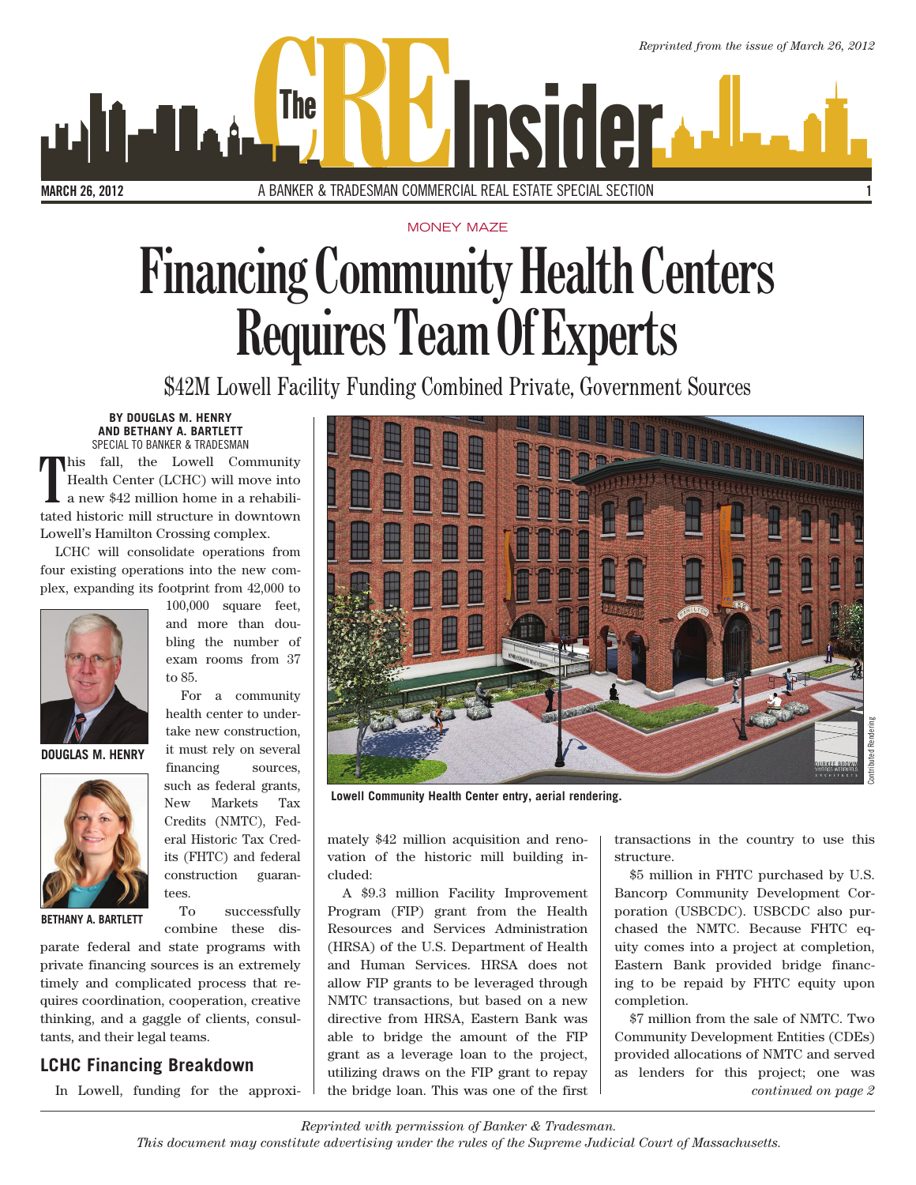*Reprinted from the issue of March 26, 2012*

# The CRE Insider

**MARCH 26, 2012** A BANKER & TRADESMAN COMMERCIAL REAL ESTATE SPECIAL SECTION

MONEY MAZE

# Financing Community Health Centers Requires Team Of Experts

## $42M Lowell Facility Funding Combined Private, Government Sources

**BY DOUGLAS M. HENRY AND BETHANY A. BARTLETT**
SPECIAL TO BANKER & TRADESMAN

This fall, the Lowell Community Health Center (LCHC) will move into a new $42 million home in a rehabilitated historic mill structure in downtown Lowell's Hamilton Crossing complex.

LCHC will consolidate operations from four existing operations into the new complex, expanding its footprint from 42,000 to 100,000 square feet, and more than doubling the number of exam rooms from 37 to 85.

**DOUGLAS M. HENRY**

**BETHANY A. BARTLETT**

For a community health center to undertake new construction, it must rely on several financing sources, such as federal grants, New Markets Tax Credits (NMTC), Federal Historic Tax Credits (FHTC) and federal construction guarantees.

To successfully combine these disparate federal and state programs with private financing sources is an extremely timely and complicated process that requires coordination, cooperation, creative thinking, and a gaggle of clients, consultants, and their legal teams.

Lowell Community Health Center entry, aerial rendering.

Contributed Rendering

### LCHC Financing Breakdown

In Lowell, funding for the approximately $42 million acquisition and renovation of the historic mill building included:

A $9.3 million Facility Improvement Program (FIP) grant from the Health Resources and Services Administration (HRSA) of the U.S. Department of Health and Human Services. HRSA does not allow FIP grants to be leveraged through NMTC transactions, but based on a new directive from HRSA, Eastern Bank was able to bridge the amount of the FIP grant as a leverage loan to the project, utilizing draws on the FIP grant to repay the bridge loan. This was one of the first transactions in the country to use this structure.

$5 million in FHTC purchased by U.S. Bancorp Community Development Corporation (USBCDC). USBCDC also purchased the NMTC. Because FHTC equity comes into a project at completion, Eastern Bank provided bridge financing to be repaid by FHTC equity upon completion.

$7 million from the sale of NMTC. Two Community Development Entities (CDEs) provided allocations of NMTC and served as lenders for this project; one was

*continued on page 2*

*Reprinted with permission of Banker & Tradesman.*
*This document may constitute advertising under the rules of the Supreme Judicial Court of Massachusetts.*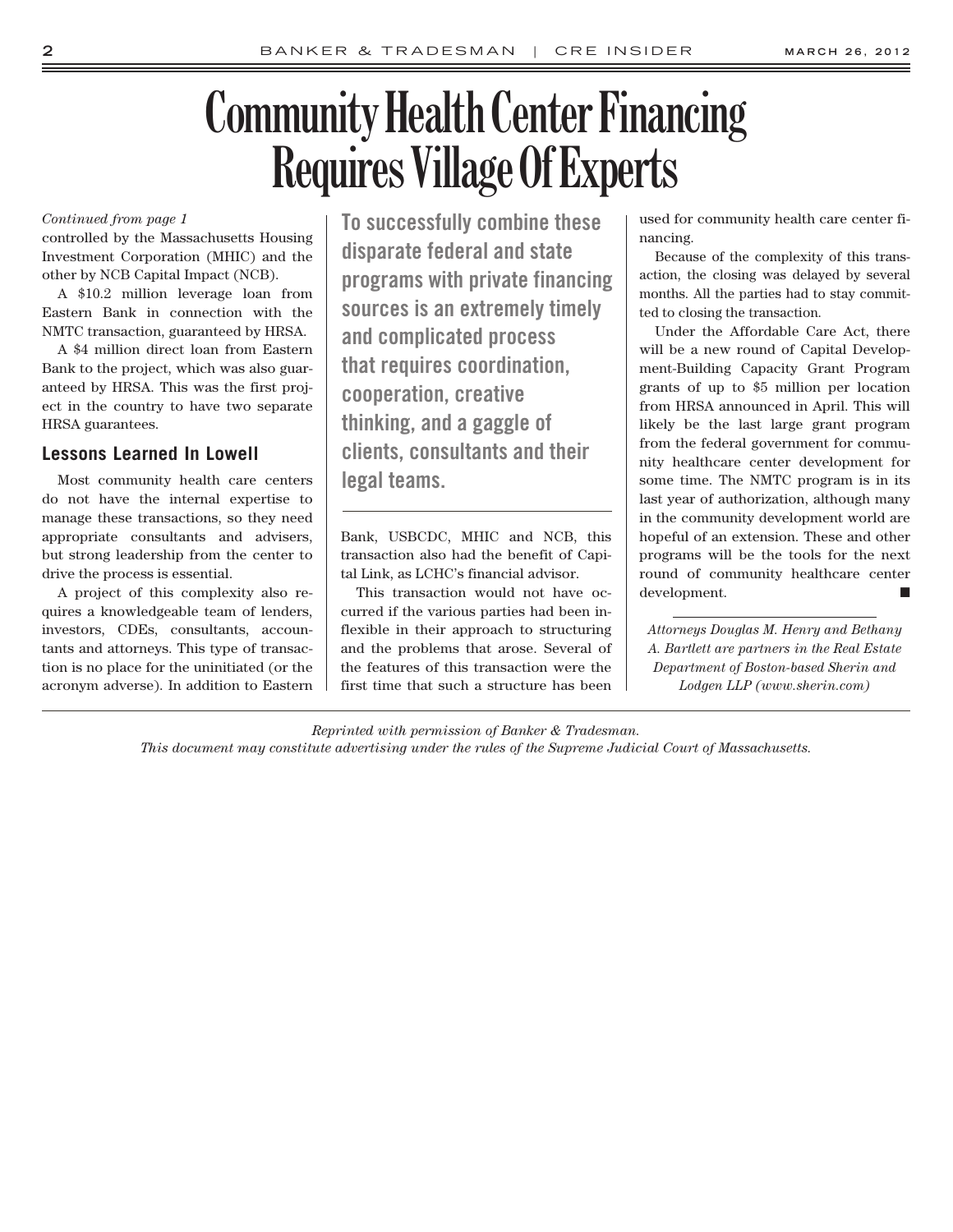# Community Health Center Financing Requires Village Of Experts

*Continued from page 1*

controlled by the Massachusetts Housing Investment Corporation (MHIC) and the other by NCB Capital Impact (NCB).

A $10.2 million leverage loan from Eastern Bank in connection with the NMTC transaction, guaranteed by HRSA.

A $4 million direct loan from Eastern Bank to the project, which was also guaranteed by HRSA. This was the first project in the country to have two separate HRSA guarantees.

## Lessons Learned In Lowell

Most community health care centers do not have the internal expertise to manage these transactions, so they need appropriate consultants and advisers, but strong leadership from the center to drive the process is essential.

A project of this complexity also requires a knowledgeable team of lenders, investors, CDEs, consultants, accountants and attorneys. This type of transaction is no place for the uninitiated (or the acronym adverse). In addition to Eastern Bank, USBCDC, MHIC and NCB, this transaction also had the benefit of Capital Link, as LCHC's financial advisor.

> **To successfully combine these disparate federal and state programs with private financing sources is an extremely timely and complicated process that requires coordination, cooperation, creative thinking, and a gaggle of clients, consultants and their legal teams.**

This transaction would not have occurred if the various parties had been inflexible in their approach to structuring and the problems that arose. Several of the features of this transaction were the first time that such a structure has been used for community health care center financing.

Because of the complexity of this transaction, the closing was delayed by several months. All the parties had to stay committed to closing the transaction.

Under the Affordable Care Act, there will be a new round of Capital Development-Building Capacity Grant Program grants of up to $5 million per location from HRSA announced in April. This will likely be the last large grant program from the federal government for community healthcare center development for some time. The NMTC program is in its last year of authorization, although many in the community development world are hopeful of an extension. These and other programs will be the tools for the next round of community healthcare center development. ■

*Attorneys Douglas M. Henry and Bethany A. Bartlett are partners in the Real Estate Department of Boston-based Sherin and Lodgen LLP (www.sherin.com)*

*Reprinted with permission of Banker & Tradesman.*
*This document may constitute advertising under the rules of the Supreme Judicial Court of Massachusetts.*